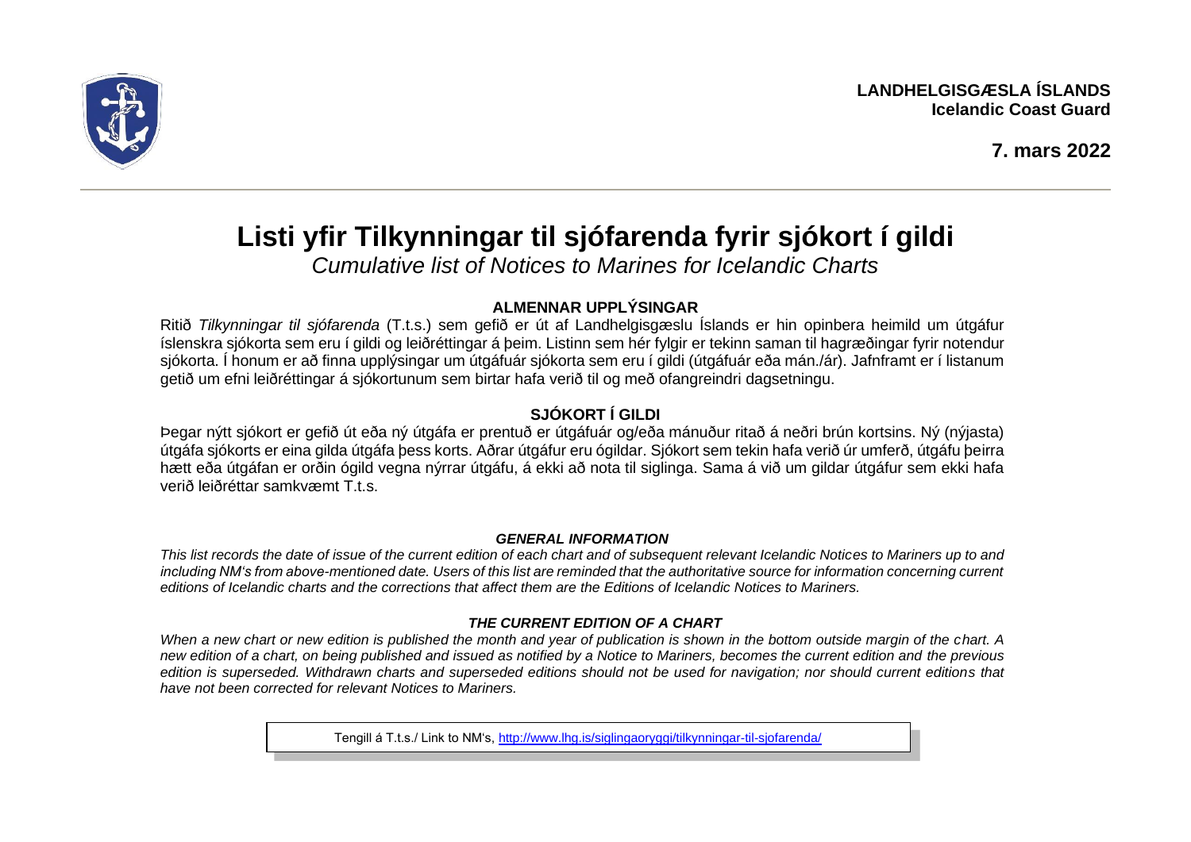**LANDHELGISGÆSLA ÍSLANDS**
**Icelandic Coast Guard**

**7. mars 2022**

# Listi yfir Tilkynningar til sjófarenda fyrir sjókort í gildi

*Cumulative list of Notices to Marines for Icelandic Charts*

## ALMENNAR UPPLÝSINGAR

Ritið *Tilkynningar til sjófarenda* (T.t.s.) sem gefið er út af Landhelgisgæslu Íslands er hin opinbera heimild um útgáfur íslenskra sjókorta sem eru í gildi og leiðréttingar á þeim. Listinn sem hér fylgir er tekinn saman til hagræðingar fyrir notendur sjókorta. Í honum er að finna upplýsingar um útgáfuár sjókorta sem eru í gildi (útgáfuár eða mán./ár). Jafnframt er í listanum getið um efni leiðréttingar á sjókortunum sem birtar hafa verið til og með ofangreindri dagsetningu.

## SJÓKORT Í GILDI

Þegar nýtt sjókort er gefið út eða ný útgáfa er prentuð er útgáfuár og/eða mánuður ritað á neðri brún kortsins. Ný (nýjasta) útgáfa sjókorts er eina gilda útgáfa þess korts. Aðrar útgáfur eru ógildar. Sjókort sem tekin hafa verið úr umferð, útgáfu þeirra hætt eða útgáfan er orðin ógild vegna nýrrar útgáfu, á ekki að nota til siglinga. Sama á við um gildar útgáfur sem ekki hafa verið leiðréttar samkvæmt T.t.s.

## *GENERAL INFORMATION*

*This list records the date of issue of the current edition of each chart and of subsequent relevant Icelandic Notices to Mariners up to and including NM's from above-mentioned date. Users of this list are reminded that the authoritative source for information concerning current editions of Icelandic charts and the corrections that affect them are the Editions of Icelandic Notices to Mariners.*

## *THE CURRENT EDITION OF A CHART*

*When a new chart or new edition is published the month and year of publication is shown in the bottom outside margin of the chart. A new edition of a chart, on being published and issued as notified by a Notice to Mariners, becomes the current edition and the previous edition is superseded. Withdrawn charts and superseded editions should not be used for navigation; nor should current editions that have not been corrected for relevant Notices to Mariners.*

Tengill á T.t.s./ Link to NM's, http://www.lhg.is/siglingaoryggi/tilkynningar-til-sjofarenda/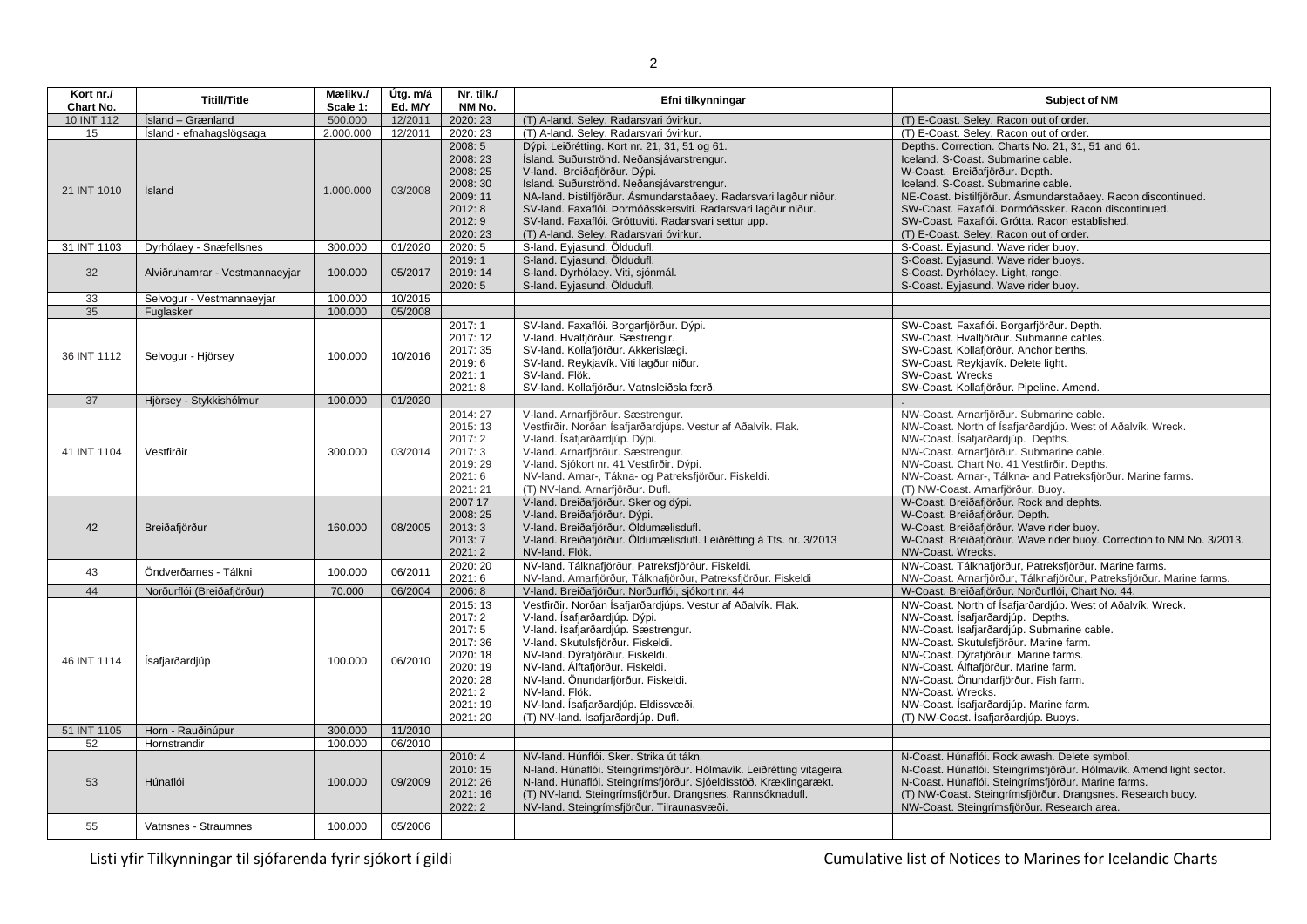| Kort nr./ Chart No. | Titill/Title | Mælikv./ Scale 1: | Útg. m/á Ed. M/Y | Nr. tilk./ NM No. | Efni tilkynningar | Subject of NM |
|---|---|---|---|---|---|---|
| 10 INT 112 | Ísland – Grænland | 500.000 | 12/2011 | 2020: 23 | (T) A-land. Seley. Radarsvari óvirkur. | (T) E-Coast. Seley. Racon out of order. |
| 15 | Ísland - efnahagslögsaga | 2.000.000 | 12/2011 | 2020: 23 | (T) A-land. Seley. Radarsvari óvirkur. | (T) E-Coast. Seley. Racon out of order. |
| 21 INT 1010 | Ísland | 1.000.000 | 03/2008 | 2008: 5<br>2008: 23<br>2008: 25<br>2008: 30<br>2009: 11<br>2012: 8<br>2012: 9<br>2020: 23 | Dýpi. Leiðrétting. Kort nr. 21, 31, 51 og 61.<br>Ísland. Suðurströnd. Neðansjávarstrengur.<br>V-land. Breiðafjörður. Dýpi.<br>Ísland. Suðurströnd. Neðansjávarstrengur.<br>NA-land. Þistilfjörður. Ásmundarstaðaey. Radarsvari lagður niður.<br>SV-land. Faxaflói. Þormóðsskersviti. Radarsvari lagður niður.<br>SV-land. Faxaflói. Gróttuviti. Radarsvari settur upp.<br>(T) A-land. Seley. Radarsvari óvirkur. | Depths. Correction. Charts No. 21, 31, 51 and 61.<br>Iceland. S-Coast. Submarine cable.<br>W-Coast. Breiðafjörður. Depth.<br>Iceland. S-Coast. Submarine cable.<br>NE-Coast. Þistilfjörður. Ásmundarstaðaey. Racon discontinued.<br>SW-Coast. Faxaflói. Þormóðsske. Racon discontinued.<br>SW-Coast. Faxaflói. Grótta. Racon established.<br>(T) E-Coast. Seley. Racon out of order. |
| 31 INT 1103 | Dyrhólaey - Snæfellsnes | 300.000 | 01/2020 | 2020: 5 | S-land. Eyjasund. Öldudufl. | S-Coast. Eyjasund. Wave rider buoy. |
| 32 | Alviðruhamrar - Vestmannaeyjar | 100.000 | 05/2017 | 2019: 1<br>2019: 14<br>2020: 5 | S-land. Eyjasund. Öldudufl.<br>S-land. Dyrhólaey. Viti, sjónmál.<br>S-land. Eyjasund. Öldudufl. | S-Coast. Eyjasund. Wave rider buoys.<br>S-Coast. Dyrhólaey. Light, range.<br>S-Coast. Eyjasund. Wave rider buoy. |
| 33 | Selvogur - Vestmannaeyjar | 100.000 | 10/2015 | | | |
| 35 | Fuglasker | 100.000 | 05/2008 | | | |
| 36 INT 1112 | Selvogur - Hjörsey | 100.000 | 10/2016 | 2017: 1<br>2017: 12<br>2017: 35<br>2019: 6<br>2021: 1<br>2021: 8 | SV-land. Faxaflói. Borgarfjörður. Dýpi.<br>V-land. Hvalfjörður. Sæstrengir.<br>SV-land. Kollafjörður. Akkerislægi.<br>SV-land. Reykjavík. Viti lagður niður.<br>SV-land. Flök.<br>SV-land. Kollafjörður. Vatnsleiðsla færð. | SW-Coast. Faxaflói. Borgarfjörður. Depth.<br>SW-Coast. Hvalfjörður. Submarine cables.<br>SW-Coast. Kollafjörður. Anchor berths.<br>SW-Coast. Reykjavík. Delete light.<br>SW-Coast. Wrecks<br>SW-Coast. Kollafjörður. Pipeline. Amend. |
| 37 | Hjörsey - Stykkishólmur | 100.000 | 01/2020 | | | . |
| 41 INT 1104 | Vestfirðir | 300.000 | 03/2014 | 2014: 27<br>2015: 13<br>2017: 2<br>2017: 3<br>2019: 29<br>2021: 6<br>2021: 21 | V-land. Arnarfjörður. Sæstrengur.<br>Vestfirðir. Norðan Ísafjarðardjúps. Vestur af Aðalvík. Flak.<br>V-land. Ísafjarðardjúp. Dýpi.<br>V-land. Arnarfjörður. Sæstrengur.<br>V-land. Sjókort nr. 41 Vestfirðir. Dýpi.<br>NV-land. Arnar-, Tákna- og Patreksfjörður. Fiskeldi.<br>(T) NV-land. Arnarfjörður. Dufl. | NW-Coast. Arnarfjörður. Submarine cable.<br>NW-Coast. North of Ísafjarðardjúp. West of Aðalvík. Wreck.<br>NW-Coast. Ísafjarðardjúp. Depths.<br>NW-Coast. Arnarfjörður. Submarine cable.<br>NW-Coast. Chart No. 41 Vestfirðir. Depths.<br>NW-Coast. Arnar-, Tálkna- and Patreksfjörður. Marine farms.<br>(T) NW-Coast. Arnarfjörður. Buoy. |
| 42 | Breiðafjörður | 160.000 | 08/2005 | 2007 17<br>2008: 25<br>2013: 3<br>2013: 7<br>2021: 2 | V-land. Breiðafjörður. Sker og dýpi.<br>V-land. Breiðafjörður. Dýpi.<br>V-land. Breiðafjörður. Öldumælisdufl.<br>V-land. Breiðafjörður. Öldumælisdufl. Leiðrétting á Tts. nr. 3/2013<br>NV-land. Flök. | W-Coast. Breiðafjörður. Rock and dephts.<br>W-Coast. Breiðafjörður. Depth.<br>W-Coast. Breiðafjörður. Wave rider buoy.<br>W-Coast. Breiðafjörður. Wave rider buoy. Correction to NM No. 3/2013.<br>NW-Coast. Wrecks. |
| 43 | Öndverðarnes - Tálkni | 100.000 | 06/2011 | 2020: 20<br>2021: 6 | NV-land. Tálknafjörður, Patreksfjörður. Fiskeldi.<br>NV-land. Arnarfjörður, Tálknafjörður, Patreksfjörður. Fiskeldi | NW-Coast. Tálknafjörður, Patreksfjörður. Marine farms.<br>NW-Coast. Arnarfjörður, Tálknafjörður, Patreksfjörður. Marine farms. |
| 44 | Norðurflói (Breiðafjörður) | 70.000 | 06/2004 | 2006: 8 | V-land. Breiðafjörður. Norðurflói, sjókort nr. 44 | W-Coast. Breiðafjörður. Norðurflói, Chart No. 44. |
| 46 INT 1114 | Ísafjarðardjúp | 100.000 | 06/2010 | 2015: 13<br>2017: 2<br>2017: 5<br>2017: 36<br>2020: 18<br>2020: 19<br>2020: 28<br>2021: 2<br>2021: 19<br>2021: 20 | Vestfirðir. Norðan Ísafjarðardjúps. Vestur af Aðalvík. Flak.<br>V-land. Ísafjarðardjúp. Dýpi.<br>V-land. Ísafjarðardjúp. Sæstrengur.<br>V-land. Skutulsfjörður. Fiskeldi.<br>NV-land. Dýrafjörður. Fiskeldi.<br>NV-land. Álftafjörður. Fiskeldi.<br>NV-land. Önundarfjörður. Fiskeldi.<br>NV-land. Flök.<br>NV-land. Ísafjarðardjúp. Eldissvæði.<br>(T) NV-land. Ísafjarðardjúp. Dufl. | NW-Coast. North of Ísafjarðardjúp. West of Aðalvík. Wreck.<br>NW-Coast. Ísafjarðardjúp. Depths.<br>NW-Coast. Ísafjarðardjúp. Submarine cable.<br>NW-Coast. Skutulsfjörður. Marine farm.<br>NW-Coast. Dýrafjörður. Marine farms.<br>NW-Coast. Álftafjörður. Marine farm.<br>NW-Coast. Önundarfjörður. Fish farm.<br>NW-Coast. Wrecks.<br>NW-Coast. Ísafjarðardjúp. Marine farm.<br>(T) NW-Coast. Ísafjarðardjúp. Buoys. |
| 51 INT 1105 | Horn - Rauðinúpur | 300.000 | 11/2010 | | | |
| 52 | Hornstrandir | 100.000 | 06/2010 | | | |
| 53 | Húnaflói | 100.000 | 09/2009 | 2010: 4<br>2010: 15<br>2012: 26<br>2021: 16<br>2022: 2 | NV-land. Húnaflói. Sker. Strika út tákn.<br>N-land. Húnaflói. Steingrímsfjörður. Hólmavík. Leiðrétting vitageira.<br>N-land. Húnaflói. Steingrímsfjörður. Sjóeldisstöð. Kræklingarækt.<br>(T) NV-land. Steingrímsfjörður. Drangsnes. Rannsóknadufl.<br>NV-land. Steingrímsfjörður. Tilraunasvæði. | N-Coast. Húnaflói. Rock awash. Delete symbol.<br>N-Coast. Húnaflói. Steingrímsfjörður. Hólmavík. Amend light sector.<br>N-Coast. Húnaflói. Steingrímsfjörður. Marine farms.<br>(T) NW-Coast. Steingrímsfjörður. Drangsnes. Research buoy.<br>NW-Coast. Steingrímsfjörður. Research area. |
| 55 | Vatnsnes - Straumnes | 100.000 | 05/2006 | | | |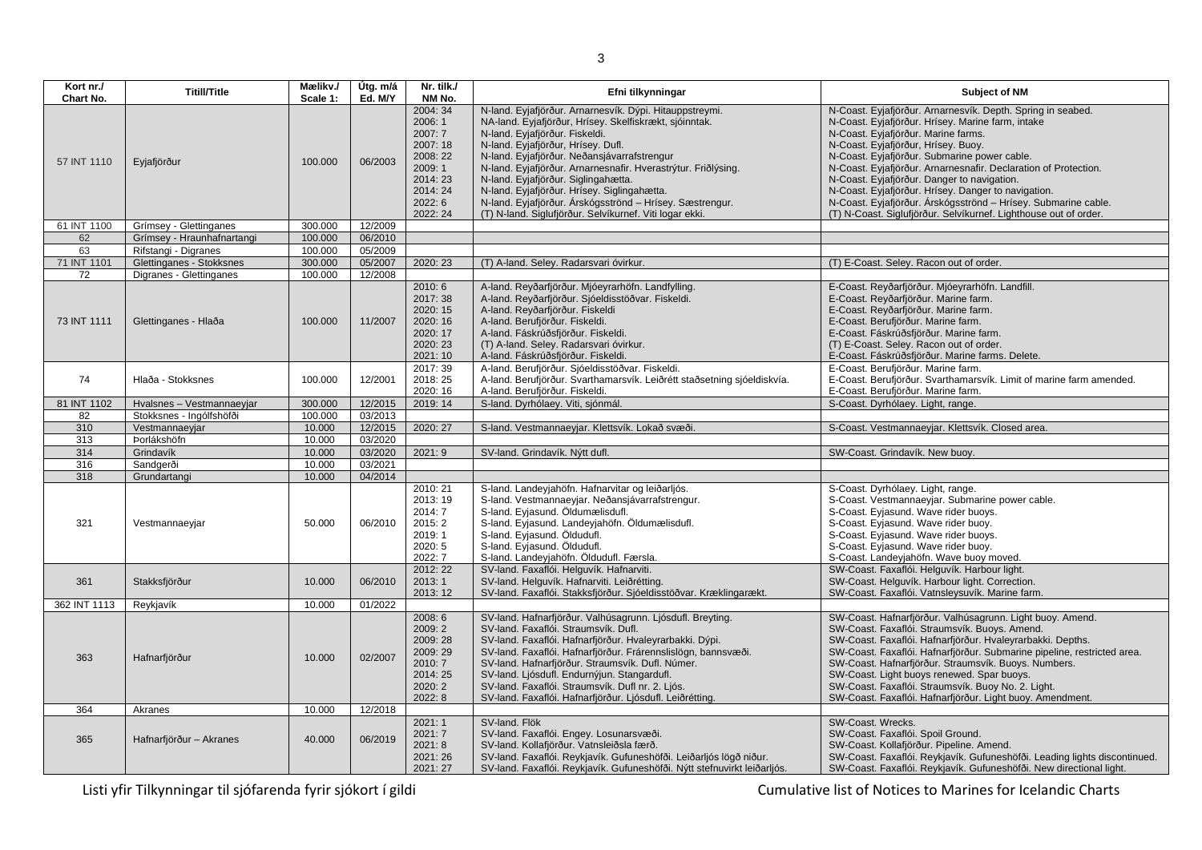| Kort nr./ Chart No. | Titill/Title | Mælikv./ Scale 1: | Útg. m/á Ed. M/Y | Nr. tilk./ NM No. | Efni tilkynningar | Subject of NM |
|---|---|---|---|---|---|---|
| 57 INT 1110 | Eyjafjörður | 100.000 | 06/2003 | 2004: 34<br>2006: 1<br>2007: 7<br>2007: 18<br>2008: 22<br>2009: 1<br>2014: 23<br>2014: 24<br>2022: 6<br>2022: 24 | N-land. Eyjafjörður. Arnarnesvík. Dýpi. Hitauppstreymi.<br>NA-land. Eyjafjörður, Hrísey. Skelfiskrækt, sjóinntak.<br>N-land. Eyjafjörður. Fiskeldi.<br>N-land. Eyjafjörður, Hrísey. Dufl.<br>N-land. Eyjafjörður. Neðansjávarrafstrengur<br>N-land. Eyjafjörður. Arnarnesnafir. Hverastrýtur. Friðlýsing.<br>N-land. Eyjafjörður. Siglingahætta.<br>N-land. Eyjafjörður. Hrísey. Siglingahætta.<br>N-land. Eyjafjörður. Árskógsströnd – Hrísey. Sæstrengur.<br>(T) N-land. Siglufjörður. Selvíkurnef. Viti logar ekki. | N-Coast. Eyjafjörður. Arnarnesvík. Depth. Spring in seabed.<br>N-Coast. Eyjafjörður. Hrísey. Marine farm, intake<br>N-Coast. Eyjafjörður. Marine farms.<br>N-Coast. Eyjafjörður, Hrísey. Buoy.<br>N-Coast. Eyjafjörður. Submarine power cable.<br>N-Coast. Eyjafjörður. Arnarnesnafir. Declaration of Protection.<br>N-Coast. Eyjafjörður. Danger to navigation.<br>N-Coast. Eyjafjörður. Hrísey. Danger to navigation.<br>N-Coast. Eyjafjörður. Árskógsströnd – Hrísey. Submarine cable.<br>(T) N-Coast. Siglufjörður. Selvíkurnef. Lighthouse out of order. |
| 61 INT 1100 | Grímsey - Glettinganes | 300.000 | 12/2009 | | | |
| 62 | Grímsey - Hraunhafnartangi | 100.000 | 06/2010 | | | |
| 63 | Rifstangi - Digranes | 100.000 | 05/2009 | | | |
| 71 INT 1101 | Glettinganes - Stokksnes | 300.000 | 05/2007 | 2020: 23 | (T) A-land. Seley. Radarsvari óvirkur. | (T) E-Coast. Seley. Racon out of order. |
| 72 | Digranes - Glettinganes | 100.000 | 12/2008 | | | |
| 73 INT 1111 | Glettinganes - Hlaða | 100.000 | 11/2007 | 2010: 6<br>2017: 38<br>2020: 15<br>2020: 16<br>2020: 17<br>2020: 23<br>2021: 10 | A-land. Reyðarfjörður. Mjóeyrarhöfn. Landfylling.<br>A-land. Reyðarfjörður. Sjóeldisstöðvar. Fiskeldi.<br>A-land. Reyðarfjörður. Fiskeldi<br>A-land. Berufjörður. Fiskeldi.<br>A-land. Fáskrúðsfjörður. Fiskeldi.<br>(T) A-land. Seley. Radarsvari óvirkur.<br>A-land. Fáskrúðsfjörður. Fiskeldi. | E-Coast. Reyðarfjörður. Mjóeyrarhöfn. Landfill.<br>E-Coast. Reyðarfjörður. Marine farm.<br>E-Coast. Reyðarfjörður. Marine farm.<br>E-Coast. Berufjörður. Marine farm.<br>E-Coast. Fáskrúðsfjörður. Marine farm.<br>(T) E-Coast. Seley. Racon out of order.<br>E-Coast. Fáskrúðsfjörður. Marine farms. Delete. |
| 74 | Hlaða - Stokksnes | 100.000 | 12/2001 | 2017: 39<br>2018: 25<br>2020: 16 | A-land. Berufjörður. Sjóeldisstöðvar. Fiskeldi.<br>A-land. Berufjörður. Svarthamarsvík. Leiðrétt staðsetning sjóeldiskvía.<br>A-land. Berufjörður. Fiskeldi. | E-Coast. Berufjörður. Marine farm.<br>E-Coast. Berufjörður. Svarthamarsvík. Limit of marine farm amended.<br>E-Coast. Berufjörður. Marine farm. |
| 81 INT 1102 | Hvalsnes – Vestmannaeyjar | 300.000 | 12/2015 | 2019: 14 | S-land. Dyrhólaey. Viti, sjónmál. | S-Coast. Dyrhólaey. Light, range. |
| 82 | Stokksnes - Ingólfshöfði | 100.000 | 03/2013 | | | |
| 310 | Vestmannaeyjar | 10.000 | 12/2015 | 2020: 27 | S-land. Vestmannaeyjar. Klettsvík. Lokað svæði. | S-Coast. Vestmannaeyjar. Klettsvík. Closed area. |
| 313 | Þorlákshöfn | 10.000 | 03/2020 | | | |
| 314 | Grindavík | 10.000 | 03/2020 | 2021: 9 | SV-land. Grindavík. Nýtt dufl. | SW-Coast. Grindavík. New buoy. |
| 316 | Sandgerði | 10.000 | 03/2021 | | | |
| 318 | Grundartangi | 10.000 | 04/2014 | | | |
| 321 | Vestmannaeyjar | 50.000 | 06/2010 | 2010: 21<br>2013: 19<br>2014: 7<br>2015: 2<br>2019: 1<br>2020: 5<br>2022: 7 | S-land. Landeyjahöfn. Hafnarvitar og leiðarljós.<br>S-land. Vestmannaeyjar. Neðansjávarrafstrengur.<br>S-land. Eyjasund. Öldumælisdufl.<br>S-land. Eyjasund. Landeyjahöfn. Öldumælisdufl.<br>S-land. Eyjasund. Öldudufl.<br>S-land. Eyjasund. Öldudufl.<br>S-land. Landeyjahöfn. Öldudufl. Færsla. | S-Coast. Dyrhólaey. Light, range.<br>S-Coast. Vestmannaeyjar. Submarine power cable.<br>S-Coast. Eyjasund. Wave rider buoys.<br>S-Coast. Eyjasund. Wave rider buoy.<br>S-Coast. Eyjasund. Wave rider buoys.<br>S-Coast. Eyjasund. Wave rider buoy.<br>S-Coast. Landeyjahöfn. Wave buoy moved. |
| 361 | Stakksfjörður | 10.000 | 06/2010 | 2012: 22<br>2013: 1<br>2013: 12 | SV-land. Faxaflói. Helguvík. Hafnarviti.<br>SV-land. Helguvík. Hafnarviti. Leiðrétting.<br>SV-land. Faxaflói. Stakksfjörður. Sjóeldisstöðvar. Kræklingarækt. | SW-Coast. Faxaflói. Helguvík. Harbour light.<br>SW-Coast. Helguvík. Harbour light. Correction.<br>SW-Coast. Faxaflói. Vatnsleysuvík. Marine farm. |
| 362 INT 1113 | Reykjavík | 10.000 | 01/2022 | | | |
| 363 | Hafnarfjörður | 10.000 | 02/2007 | 2008: 6<br>2009: 2<br>2009: 28<br>2009: 29<br>2010: 7<br>2014: 25<br>2020: 2<br>2022: 8 | SV-land. Hafnarfjörður. Valhúsagrunn. Ljósdufl. Breyting.<br>SV-land. Faxaflói. Straumsvík. Dufl.<br>SV-land. Faxaflói. Hafnarfjörður. Hvaleyrarbakki. Dýpi.<br>SV-land. Faxaflói. Hafnarfjörður. Frárennslislögn, bannsvæði.<br>SV-land. Hafnarfjörður. Straumsvík. Dufl. Númer.<br>SV-land. Ljósdufl. Endurnýjun. Stangardufl.<br>SV-land. Faxaflói. Straumsvík. Dufl nr. 2. Ljós.<br>SV-land. Faxaflói. Hafnarfjörður. Ljósdufl. Leiðrétting. | SW-Coast. Hafnarfjörður. Valhúsagrunn. Light buoy. Amend.<br>SW-Coast. Faxaflói. Straumsvík. Buoys. Amend.<br>SW-Coast. Faxaflói. Hafnarfjörður. Hvaleyrarbakki. Depths.<br>SW-Coast. Faxaflói. Hafnarfjörður. Submarine pipeline, restricted area.<br>SW-Coast. Hafnarfjörður. Straumsvík. Buoys. Numbers.<br>SW-Coast. Light buoys renewed. Spar buoys.<br>SW-Coast. Faxaflói. Straumsvík. Buoy No. 2. Light.<br>SW-Coast. Faxaflói. Hafnarfjörður. Light buoy. Amendment. |
| 364 | Akranes | 10.000 | 12/2018 | | | |
| 365 | Hafnarfjörður – Akranes | 40.000 | 06/2019 | 2021: 1<br>2021: 7<br>2021: 8<br>2021: 26<br>2021: 27 | SV-land. Flök<br>SV-land. Faxaflói. Engey. Losunarsvæði.<br>SV-land. Kollafjörður. Vatnsleiðsla færð.<br>SV-land. Faxaflói. Reykjavík. Gufuneshöfði. Leiðarljós lögð niður.<br>SV-land. Faxaflói. Reykjavík. Gufuneshöfði. Nýtt stefnuvirkt leiðarljós. | SW-Coast. Wrecks.<br>SW-Coast. Faxaflói. Spoil Ground.<br>SW-Coast. Kollafjörður. Pipeline. Amend.<br>SW-Coast. Faxaflói. Reykjavík. Gufuneshöfði. Leading lights discontinued.<br>SW-Coast. Faxaflói. Reykjavík. Gufuneshöfði. New directional light. |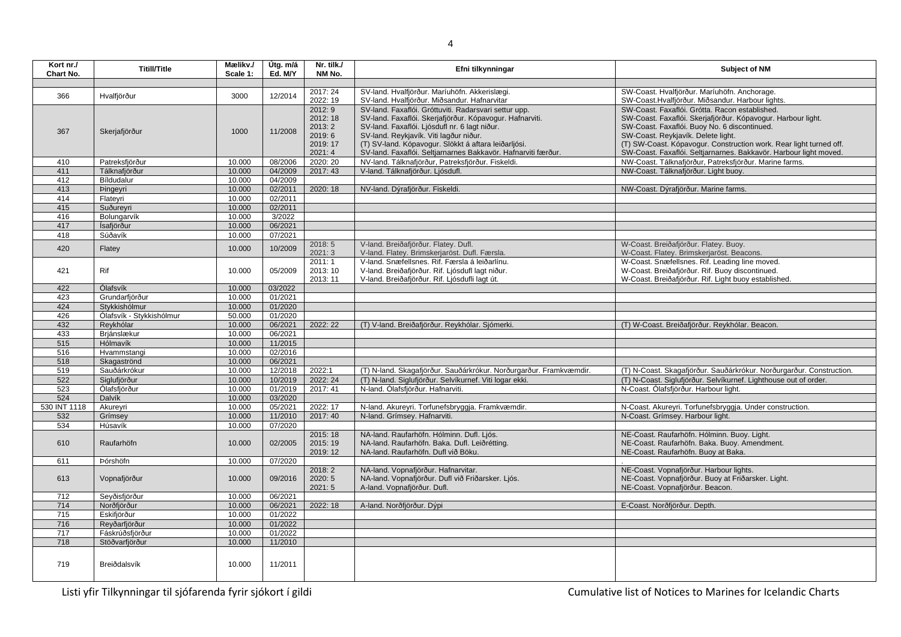| Kort nr./ Chart No. | Titill/Title | Mælikv./ Scale 1: | Útg. m/á Ed. M/Y | Nr. tilk./ NM No. | Efni tilkynningar | Subject of NM |
|---|---|---|---|---|---|---|
| | | | | | | |
| 366 | Hvalfjörður | 3000 | 12/2014 | 2017: 24<br>2022: 19 | SV-land. Hvalfjörður. Maríuhöfn. Akkerislægi.<br>SV-land. Hvalfjörður. Miðsandur. Hafnarvitar | SW-Coast. Hvalfjörður. Maríuhöfn. Anchorage.<br>SW-Coast.Hvalfjörður. Miðsandur. Harbour lights. |
| 367 | Skerjafjörður | 1000 | 11/2008 | 2012: 9<br>2012: 18<br>2013: 2<br>2019: 6<br>2019: 17<br>2021: 4 | SV-land. Faxaflói. Gróttuviti. Radarsvari settur upp.<br>SV-land. Faxaflói. Skerjafjörður. Kópavogur. Hafnarviti.<br>SV-land. Faxaflói. Ljósdufl nr. 6 lagt niður.<br>SV-land. Reykjavík. Viti lagður niður.<br>(T) SV-land. Kópavogur. Slökkt á aftara leiðarljósi.<br>SV-land. Faxaflói. Seltjarnarnes Bakkavör. Hafnarviti færður. | SW-Coast. Faxaflói. Grótta. Racon established.<br>SW-Coast. Faxaflói. Skerjafjörður. Kópavogur. Harbour light.<br>SW-Coast. Faxaflói. Buoy No. 6 discontinued.<br>SW-Coast. Reykjavík. Delete light.<br>(T) SW-Coast. Kópavogur. Construction work. Rear light turned off.<br>SW-Coast. Faxaflói. Seltjarnarnes. Bakkavör. Harbour light moved. |
| 410 | Patreksfjörður | 10.000 | 08/2006 | 2020: 20 | NV-land. Tálknafjörður, Patreksfjörður. Fiskeldi. | NW-Coast. Tálknafjörður, Patreksfjörður. Marine farms. |
| 411 | Tálknafjörður | 10.000 | 04/2009 | 2017: 43 | V-land. Tálknafjörður. Ljósdufl. | NW-Coast. Tálknafjörður. Light buoy. |
| 412 | Bíldudalur | 10.000 | 04/2009 | | | |
| 413 | Þingeyri | 10.000 | 02/2011 | 2020: 18 | NV-land. Dýrafjörður. Fiskeldi. | NW-Coast. Dýrafjörður. Marine farms. |
| 414 | Flateyri | 10.000 | 02/2011 | | | |
| 415 | Suðureyri | 10.000 | 02/2011 | | | |
| 416 | Bolungarvík | 10.000 | 3/2022 | | | |
| 417 | Ísafjörður | 10.000 | 06/2021 | | | |
| 418 | Súðavík | 10.000 | 07/2021 | | | |
| 420 | Flatey | 10.000 | 10/2009 | 2018: 5<br>2021: 3 | V-land. Breiðafjörður. Flatey. Dufl.<br>V-land. Flatey. Brimskerjaröst. Dufl. Færsla. | W-Coast. Breiðafjörður. Flatey. Buoy.<br>W-Coast. Flatey. Brimskerjaröst. Beacons. |
| 421 | Rif | 10.000 | 05/2009 | 2011: 1<br>2013: 10<br>2013: 11 | V-land. Snæfellsnes. Rif. Færsla á leiðarlínu.<br>V-land. Breiðafjörður. Rif. Ljósdufl lagt niður.<br>V-land. Breiðafjörður. Rif. Ljósdufli lagt út. | W-Coast. Snæfellsnes. Rif. Leading line moved.<br>W-Coast. Breiðafjörður. Rif. Buoy discontinued.<br>W-Coast. Breiðafjörður. Rif. Light buoy established. |
| 422 | Ólafsvík | 10.000 | 03/2022 | | | |
| 423 | Grundarfjörður | 10.000 | 01/2021 | | | |
| 424 | Stykkishólmur | 10.000 | 01/2020 | | | |
| 426 | Ólafsvík - Stykkishólmur | 50.000 | 01/2020 | | | |
| 432 | Reykhólar | 10.000 | 06/2021 | 2022: 22 | (T) V-land. Breiðafjörður. Reykhólar. Sjómerki. | (T) W-Coast. Breiðafjörður. Reykhólar. Beacon. |
| 433 | Brjánslækur | 10.000 | 06/2021 | | | |
| 515 | Hólmavík | 10.000 | 11/2015 | | | |
| 516 | Hvammstangi | 10.000 | 02/2016 | | | |
| 518 | Skagaströnd | 10.000 | 06/2021 | | | |
| 519 | Sauðárkrókur | 10.000 | 12/2018 | 2022:1 | (T) N-land. Skagafjörður. Sauðárkrókur. Norðurgarður. Framkvæmdir. | (T) N-Coast. Skagafjörður. Sauðárkrókur. Norðurgarður. Construction. |
| 522 | Siglufjörður | 10.000 | 10/2019 | 2022: 24 | (T) N-land. Siglufjörður. Selvíkurnef. Viti logar ekki. | (T) N-Coast. Siglufjörður. Selvíkurnef. Lighthouse out of order. |
| 523 | Ólafsfjörður | 10.000 | 01/2019 | 2017: 41 | N-land. Ólafsfjörður. Hafnarviti. | N-Coast. Ólafsfjörður. Harbour light. |
| 524 | Dalvík | 10.000 | 03/2020 | | | |
| 530 INT 1118 | Akureyri | 10.000 | 05/2021 | 2022: 17 | N-land. Akureyri. Torfunefsbryggja. Framkvæmdir. | N-Coast. Akureyri. Torfunefsbryggja. Under construction. |
| 532 | Grímsey | 10.000 | 11/2010 | 2017: 40 | N-land. Grímsey. Hafnarviti. | N-Coast. Grímsey. Harbour light. |
| 534 | Húsavík | 10.000 | 07/2020 | | | |
| 610 | Raufarhöfn | 10.000 | 02/2005 | 2015: 18<br>2015: 19<br>2019: 12 | NA-land. Raufarhöfn. Hólminn. Dufl. Ljós.<br>NA-land. Raufarhöfn. Baka. Dufl. Leiðrétting.<br>NA-land. Raufarhöfn. Dufl við Böku. | NE-Coast. Raufarhöfn. Hólminn. Buoy. Light.<br>NE-Coast. Raufarhöfn. Baka. Buoy. Amendment.<br>NE-Coast. Raufarhöfn. Buoy at Baka. |
| 611 | Þórshöfn | 10.000 | 07/2020 | | | |
| 613 | Vopnafjörður | 10.000 | 09/2016 | 2018: 2<br>2020: 5<br>2021: 5 | NA-land. Vopnafjörður. Hafnarvitar.<br>NA-land. Vopnafjörður. Dufl við Friðarsker. Ljós.<br>A-land. Vopnafjörður. Dufl. | NE-Coast. Vopnafjörður. Harbour lights.<br>NE-Coast. Vopnafjörður. Buoy at Friðarsker. Light.<br>NE-Coast. Vopnafjörður. Beacon. |
| 712 | Seyðisfjörður | 10.000 | 06/2021 | | | |
| 714 | Norðfjörður | 10.000 | 06/2021 | 2022: 18 | A-land. Norðfjörður. Dýpi | E-Coast. Norðfjörður. Depth. |
| 715 | Eskifjörður | 10.000 | 01/2022 | | | |
| 716 | Reyðarfjörður | 10.000 | 01/2022 | | | |
| 717 | Fáskrúðsfjörður | 10.000 | 01/2022 | | | |
| 718 | Stöðvarfjörður | 10.000 | 11/2010 | | | |
| 719 | Breiðdalsvík | 10.000 | 11/2011 | | | |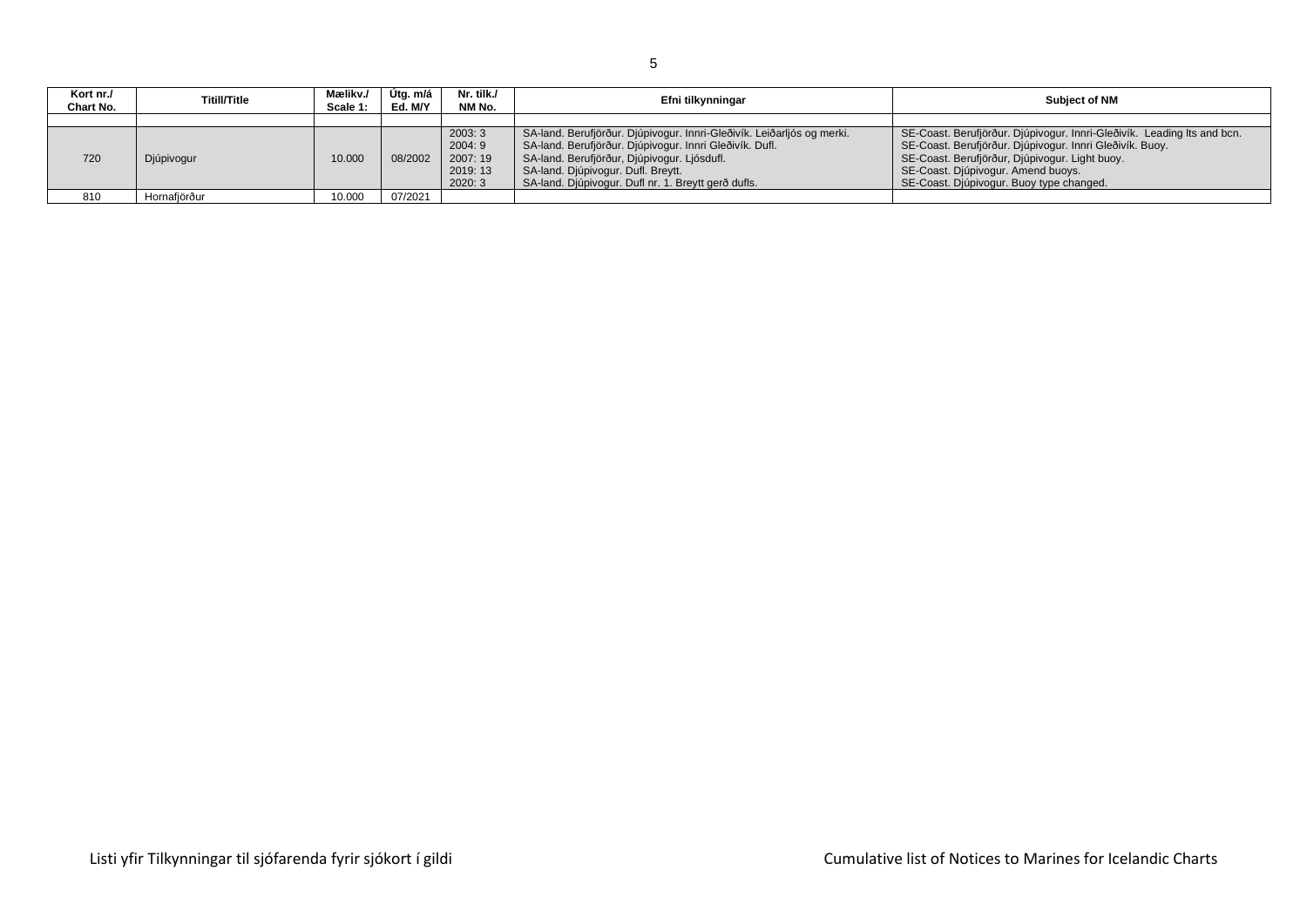| Kort nr./ Chart No. | Titill/Title | Mælikv./ Scale 1: | Útg. m/á Ed. M/Y | Nr. tilk./ NM No. | Efni tilkynningar | Subject of NM |
|---|---|---|---|---|---|---|
| | | | | | | |
| 720 | Djúpivogur | 10.000 | 08/2002 | 2003: 3<br>2004: 9<br>2007: 19<br>2019: 13<br>2020: 3 | SA-land. Berufjörður. Djúpivogur. Innri-Gleðivík. Leiðarljós og merki.<br>SA-land. Berufjörður. Djúpivogur. Innri Gleðivík. Dufl.<br>SA-land. Berufjörður, Djúpivogur. Ljósdufl.<br>SA-land. Djúpivogur. Dufl. Breytt.<br>SA-land. Djúpivogur. Dufl nr. 1. Breytt gerð dufls. | SE-Coast. Berufjörður. Djúpivogur. Innri-Gleðivík. Leading lts and bcn.<br>SE-Coast. Berufjörður. Djúpivogur. Innri Gleðivík. Buoy.<br>SE-Coast. Berufjörður, Djúpivogur. Light buoy.<br>SE-Coast. Djúpivogur. Amend buoys.<br>SE-Coast. Djúpivogur. Buoy type changed. |
| 810 | Hornafjörður | 10.000 | 07/2021 | | | |

Listi yfir Tilkynningar til sjófarenda fyrir sjókort í gildi

Cumulative list of Notices to Marines for Icelandic Charts